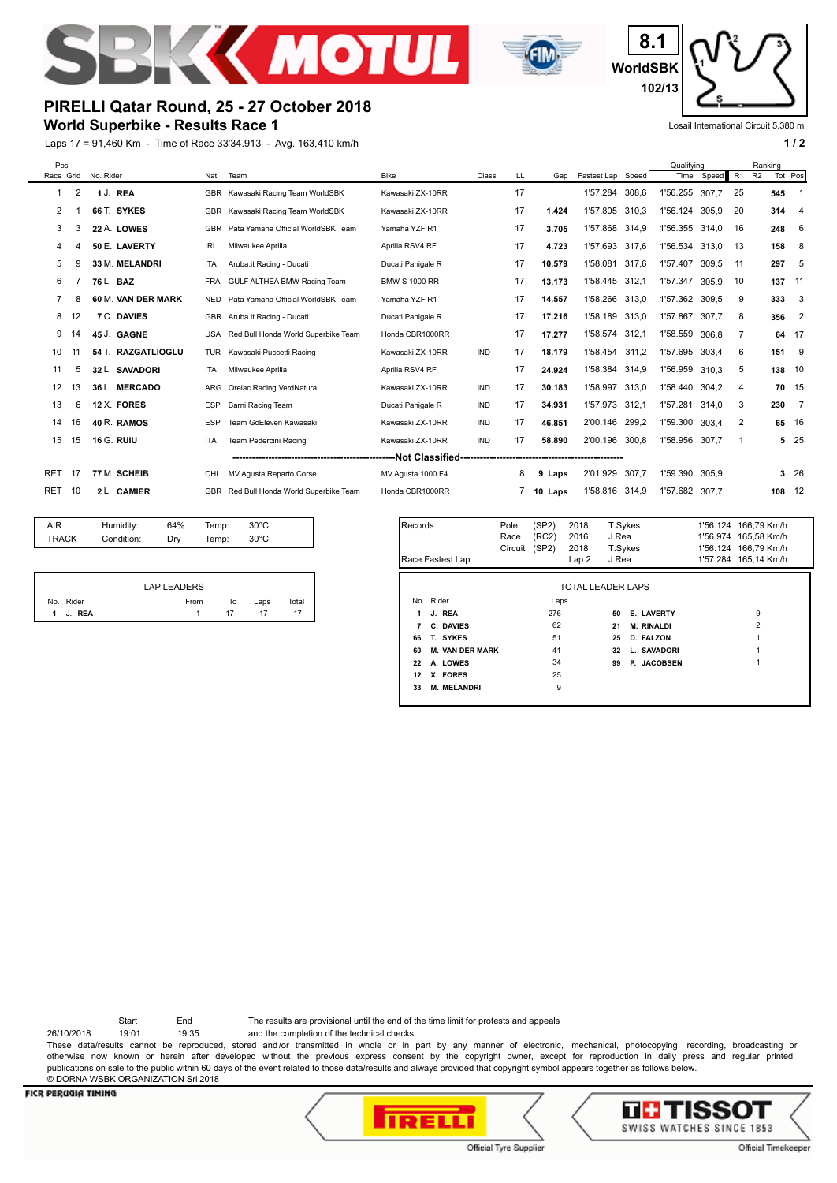# PIRELLI Qatar Round, 25 - 27 October 2018

## World Superbike - Results Race 1

8.1 WorldSBK 102/13

Losail International Circuit 5.380 m

Laps 17 = 91,460 Km - Time of Race 33'34.913 - Avg. 163,410 km/h

| Pos Race | Pos Grid | No. | Rider | Nat | Team | Bike | Class | LL | Gap | Fastest Lap | Speed | Qualifying Time | Qualifying Speed | Ranking R1 | Ranking R2 | Ranking Tot | Ranking Pos |
|---|---|---|---|---|---|---|---|---|---|---|---|---|---|---|---|---|---|
| 1 | 2 | 1 | J. **REA** | GBR | Kawasaki Racing Team WorldSBK | Kawasaki ZX-10RR | | 17 | | 1'57.284 | 308,6 | 1'56.255 | 307,7 | 25 | | **545** | 1 |
| 2 | 1 | 66 | T. **SYKES** | GBR | Kawasaki Racing Team WorldSBK | Kawasaki ZX-10RR | | 17 | **1.424** | 1'57.805 | 310,3 | 1'56.124 | 305,9 | 20 | | **314** | 4 |
| 3 | 3 | 22 | A. **LOWES** | GBR | Pata Yamaha Official WorldSBK Team | Yamaha YZF R1 | | 17 | **3.705** | 1'57.868 | 314,9 | 1'56.355 | 314,0 | 16 | | **248** | 6 |
| 4 | 4 | 50 | E. **LAVERTY** | IRL | Milwaukee Aprilia | Aprilia RSV4 RF | | 17 | **4.723** | 1'57.693 | 317,6 | 1'56.534 | 313,0 | 13 | | **158** | 8 |
| 5 | 9 | 33 | M. **MELANDRI** | ITA | Aruba.it Racing - Ducati | Ducati Panigale R | | 17 | **10.579** | 1'58.081 | 317,6 | 1'57.407 | 309,5 | 11 | | **297** | 5 |
| 6 | 7 | 76 | L. **BAZ** | FRA | GULF ALTHEA BMW Racing Team | BMW S 1000 RR | | 17 | **13.173** | 1'58.445 | 312,1 | 1'57.347 | 305,9 | 10 | | **137** | 11 |
| 7 | 8 | 60 | M. **VAN DER MARK** | NED | Pata Yamaha Official WorldSBK Team | Yamaha YZF R1 | | 17 | **14.557** | 1'58.266 | 313,0 | 1'57.362 | 309,5 | 9 | | **333** | 3 |
| 8 | 12 | 7 | C. **DAVIES** | GBR | Aruba.it Racing - Ducati | Ducati Panigale R | | 17 | **17.216** | 1'58.189 | 313,0 | 1'57.867 | 307,7 | 8 | | **356** | 2 |
| 9 | 14 | 45 | J. **GAGNE** | USA | Red Bull Honda World Superbike Team | Honda CBR1000RR | | 17 | **17.277** | 1'58.574 | 312,1 | 1'58.559 | 306,8 | 7 | | **64** | 17 |
| 10 | 11 | 54 | T. **RAZGATLIOGLU** | TUR | Kawasaki Puccetti Racing | Kawasaki ZX-10RR | IND | 17 | **18.179** | 1'58.454 | 311,2 | 1'57.695 | 303,4 | 6 | | **151** | 9 |
| 11 | 5 | 32 | L. **SAVADORI** | ITA | Milwaukee Aprilia | Aprilia RSV4 RF | | 17 | **24.924** | 1'58.384 | 314,9 | 1'56.959 | 310,3 | 5 | | **138** | 10 |
| 12 | 13 | 36 | L. **MERCADO** | ARG | Orelac Racing VerdNatura | Kawasaki ZX-10RR | IND | 17 | **30.183** | 1'58.997 | 313,0 | 1'58.440 | 304,2 | 4 | | **70** | 15 |
| 13 | 6 | 12 | X. **FORES** | ESP | Barni Racing Team | Ducati Panigale R | IND | 17 | **34.931** | 1'57.973 | 312,1 | 1'57.281 | 314,0 | 3 | | **230** | 7 |
| 14 | 16 | 40 | R. **RAMOS** | ESP | Team GoEleven Kawasaki | Kawasaki ZX-10RR | IND | 17 | **46.851** | 2'00.146 | 299,2 | 1'59.300 | 303,4 | 2 | | **65** | 16 |
| 15 | 15 | 16 | G. **RUIU** | ITA | Team Pedercini Racing | Kawasaki ZX-10RR | IND | 17 | **58.890** | 2'00.196 | 300,8 | 1'58.956 | 307,7 | 1 | | **5** | 25 |
| | | | | | **Not Classified** | | | | | | | | | | | | |
| RET | 17 | 77 | M. **SCHEIB** | CHI | MV Agusta Reparto Corse | MV Agusta 1000 F4 | | 8 | **9 Laps** | 2'01.929 | 307,7 | 1'59.390 | 305,9 | | | **3** | 26 |
| RET | 10 | 2 | L. **CAMIER** | GBR | Red Bull Honda World Superbike Team | Honda CBR1000RR | | 7 | **10 Laps** | 1'58.816 | 314,9 | 1'57.682 | 307,7 | | | **108** | 12 |

| | | | | |
|---|---|---|---|---|
| AIR | Humidity: | 64% | Temp: | 30°C |
| TRACK | Condition: | Dry | Temp: | 30°C |

| Records | | | | | | |
|---|---|---|---|---|---|---|
| | Pole | (SP2) | 2018 | T.Sykes | 1'56.124 | 166,79 Km/h |
| | Race | (RC2) | 2016 | J.Rea | 1'56.974 | 165,58 Km/h |
| | Circuit | (SP2) | 2018 | T.Sykes | 1'56.124 | 166,79 Km/h |
| Race Fastest Lap | | | Lap 2 | J.Rea | 1'57.284 | 165,14 Km/h |

**LAP LEADERS**

| No. | Rider | From | To | Laps | Total |
|---|---|---|---|---|---|
| **1** | **J. REA** | 1 | 17 | 17 | 17 |

**TOTAL LEADER LAPS**

| No. | Rider | Laps | No. | Rider | Laps |
|---|---|---|---|---|---|
| **1** | **J. REA** | 276 | **50** | **E. LAVERTY** | 9 |
| **7** | **C. DAVIES** | 62 | **21** | **M. RINALDI** | 2 |
| **66** | **T. SYKES** | 51 | **25** | **D. FALZON** | 1 |
| **60** | **M. VAN DER MARK** | 41 | **32** | **L. SAVADORI** | 1 |
| **22** | **A. LOWES** | 34 | **99** | **P. JACOBSEN** | 1 |
| **12** | **X. FORES** | 25 | | | |
| **33** | **M. MELANDRI** | 9 | | | |

| | Start | End |
|---|---|---|
| 26/10/2018 | 19:01 | 19:35 |

The results are provisional until the end of the time limit for protests and appeals and the completion of the technical checks.

These data/results cannot be reproduced, stored and/or transmitted in whole or in part by any manner of electronic, mechanical, photocopying, recording, broadcasting or otherwise now known or herein after developed without the previous express consent by the copyright owner, except for reproduction in daily press and regular printed publications on sale to the public within 60 days of the event related to those data/results and always provided that copyright symbol appears together as follows below.

© DORNA WSBK ORGANIZATION Srl 2018

FICR PERUGIA TIMING

Official Tyre Supplier — PIRELLI

TISSOT SWISS WATCHES SINCE 1853 — Official Timekeeper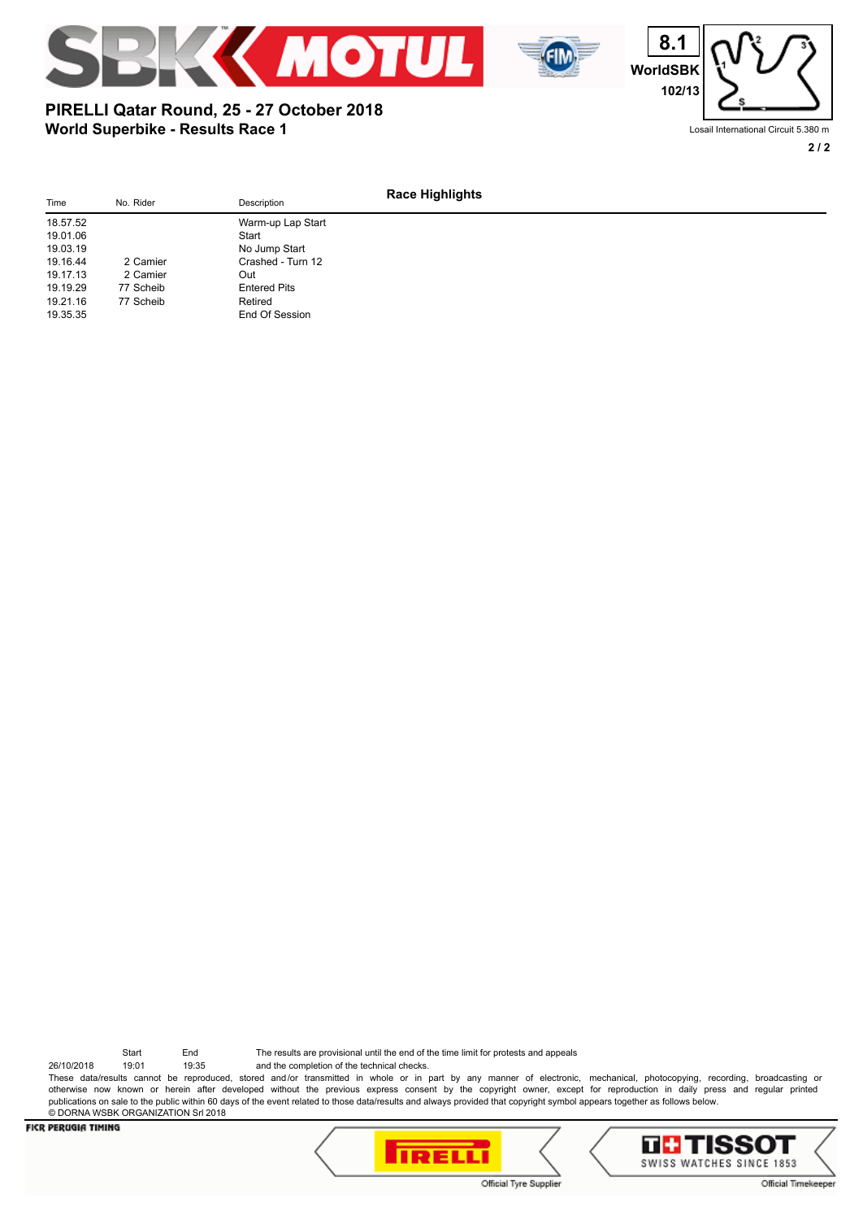**PIRELLI Qatar Round, 25 - 27 October 2018**
**World Superbike - Results Race 1**

8.1
WorldSBK
102/13

Losail International Circuit 5.380 m

## Race Highlights

| Time | No. Rider | Description |
|---|---|---|
| 18.57.52 | | Warm-up Lap Start |
| 19.01.06 | | Start |
| 19.03.19 | | No Jump Start |
| 19.16.44 | 2 Camier | Crashed - Turn 12 |
| 19.17.13 | 2 Camier | Out |
| 19.19.29 | 77 Scheib | Entered Pits |
| 19.21.16 | 77 Scheib | Retired |
| 19.35.35 | | End Of Session |

| | Start | End |
|---|---|---|
| 26/10/2018 | 19:01 | 19:35 |

The results are provisional until the end of the time limit for protests and appeals and the completion of the technical checks.

These data/results cannot be reproduced, stored and/or transmitted in whole or in part by any manner of electronic, mechanical, photocopying, recording, broadcasting or otherwise now known or herein after developed without the previous express consent by the copyright owner, except for reproduction in daily press and regular printed publications on sale to the public within 60 days of the event related to those data/results and always provided that copyright symbol appears together as follows below.
© DORNA WSBK ORGANIZATION Srl 2018

FICR PERUGIA TIMING

Official Tyre Supplier

TISSOT SWISS WATCHES SINCE 1853

Official Timekeeper